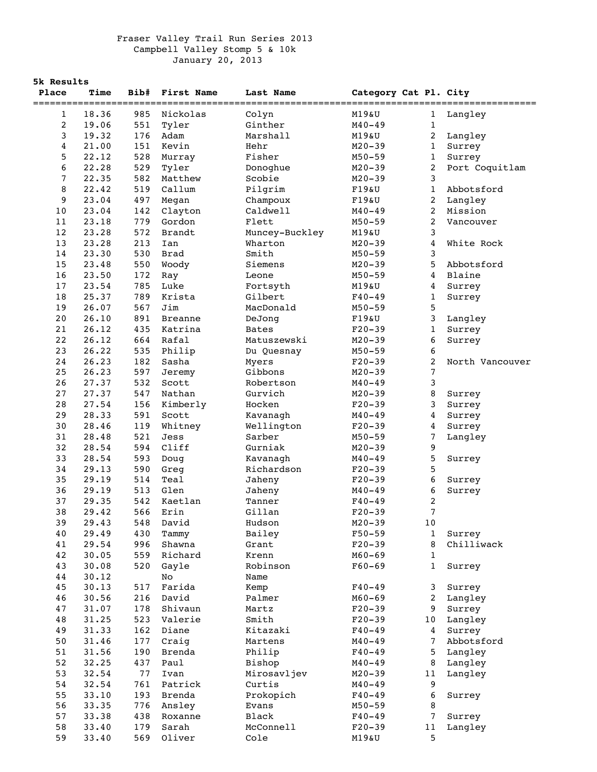# Fraser Valley Trail Run Series 2013

## Campbell Valley Stomp 5 & 10k

January 20, 2013

**5k Results**

| Place | Time | Bib# | First Name | Last Name | Category | Cat Pl. | City |
|---|---|---|---|---|---|---|---|
| 1 | 18.36 | 985 | Nickolas | Colyn | M19&U | 1 | Langley |
| 2 | 19.06 | 551 | Tyler | Ginther | M40-49 | 1 | |
| 3 | 19.32 | 176 | Adam | Marshall | M19&U | 2 | Langley |
| 4 | 21.00 | 151 | Kevin | Hehr | M20-39 | 1 | Surrey |
| 5 | 22.12 | 528 | Murray | Fisher | M50-59 | 1 | Surrey |
| 6 | 22.28 | 529 | Tyler | Donoghue | M20-39 | 2 | Port Coquitlam |
| 7 | 22.35 | 582 | Matthew | Scobie | M20-39 | 3 | |
| 8 | 22.42 | 519 | Callum | Pilgrim | F19&U | 1 | Abbotsford |
| 9 | 23.04 | 497 | Megan | Champoux | F19&U | 2 | Langley |
| 10 | 23.04 | 142 | Clayton | Caldwell | M40-49 | 2 | Mission |
| 11 | 23.18 | 779 | Gordon | Flett | M50-59 | 2 | Vancouver |
| 12 | 23.28 | 572 | Brandt | Muncey-Buckley | M19&U | 3 | |
| 13 | 23.28 | 213 | Ian | Wharton | M20-39 | 4 | White Rock |
| 14 | 23.30 | 530 | Brad | Smith | M50-59 | 3 | |
| 15 | 23.48 | 550 | Woody | Siemens | M20-39 | 5 | Abbotsford |
| 16 | 23.50 | 172 | Ray | Leone | M50-59 | 4 | Blaine |
| 17 | 23.54 | 785 | Luke | Fortsyth | M19&U | 4 | Surrey |
| 18 | 25.37 | 789 | Krista | Gilbert | F40-49 | 1 | Surrey |
| 19 | 26.07 | 567 | Jim | MacDonald | M50-59 | 5 | |
| 20 | 26.10 | 891 | Breanne | DeJong | F19&U | 3 | Langley |
| 21 | 26.12 | 435 | Katrina | Bates | F20-39 | 1 | Surrey |
| 22 | 26.12 | 664 | Rafal | Matuszewski | M20-39 | 6 | Surrey |
| 23 | 26.22 | 535 | Philip | Du Quesnay | M50-59 | 6 | |
| 24 | 26.23 | 182 | Sasha | Myers | F20-39 | 2 | North Vancouver |
| 25 | 26.23 | 597 | Jeremy | Gibbons | M20-39 | 7 | |
| 26 | 27.37 | 532 | Scott | Robertson | M40-49 | 3 | |
| 27 | 27.37 | 547 | Nathan | Gurvich | M20-39 | 8 | Surrey |
| 28 | 27.54 | 156 | Kimberly | Hocken | F20-39 | 3 | Surrey |
| 29 | 28.33 | 591 | Scott | Kavanagh | M40-49 | 4 | Surrey |
| 30 | 28.46 | 119 | Whitney | Wellington | F20-39 | 4 | Surrey |
| 31 | 28.48 | 521 | Jess | Sarber | M50-59 | 7 | Langley |
| 32 | 28.54 | 594 | Cliff | Gurniak | M20-39 | 9 | |
| 33 | 28.54 | 593 | Doug | Kavanagh | M40-49 | 5 | Surrey |
| 34 | 29.13 | 590 | Greg | Richardson | F20-39 | 5 | |
| 35 | 29.19 | 514 | Teal | Jaheny | F20-39 | 6 | Surrey |
| 36 | 29.19 | 513 | Glen | Jaheny | M40-49 | 6 | Surrey |
| 37 | 29.35 | 542 | Kaetlan | Tanner | F40-49 | 2 | |
| 38 | 29.42 | 566 | Erin | Gillan | F20-39 | 7 | |
| 39 | 29.43 | 548 | David | Hudson | M20-39 | 10 | |
| 40 | 29.49 | 430 | Tammy | Bailey | F50-59 | 1 | Surrey |
| 41 | 29.54 | 996 | Shawna | Grant | F20-39 | 8 | Chilliwack |
| 42 | 30.05 | 559 | Richard | Krenn | M60-69 | 1 | |
| 43 | 30.08 | 520 | Gayle | Robinson | F60-69 | 1 | Surrey |
| 44 | 30.12 | | No | Name | | | |
| 45 | 30.13 | 517 | Farida | Kemp | F40-49 | 3 | Surrey |
| 46 | 30.56 | 216 | David | Palmer | M60-69 | 2 | Langley |
| 47 | 31.07 | 178 | Shivaun | Martz | F20-39 | 9 | Surrey |
| 48 | 31.25 | 523 | Valerie | Smith | F20-39 | 10 | Langley |
| 49 | 31.33 | 162 | Diane | Kitazaki | F40-49 | 4 | Surrey |
| 50 | 31.46 | 177 | Craig | Martens | M40-49 | 7 | Abbotsford |
| 51 | 31.56 | 190 | Brenda | Philip | F40-49 | 5 | Langley |
| 52 | 32.25 | 437 | Paul | Bishop | M40-49 | 8 | Langley |
| 53 | 32.54 | 77 | Ivan | Mirosavljev | M20-39 | 11 | Langley |
| 54 | 32.54 | 761 | Patrick | Curtis | M40-49 | 9 | |
| 55 | 33.10 | 193 | Brenda | Prokopich | F40-49 | 6 | Surrey |
| 56 | 33.35 | 776 | Ansley | Evans | M50-59 | 8 | |
| 57 | 33.38 | 438 | Roxanne | Black | F40-49 | 7 | Surrey |
| 58 | 33.40 | 179 | Sarah | McConnell | F20-39 | 11 | Langley |
| 59 | 33.40 | 569 | Oliver | Cole | M19&U | 5 | |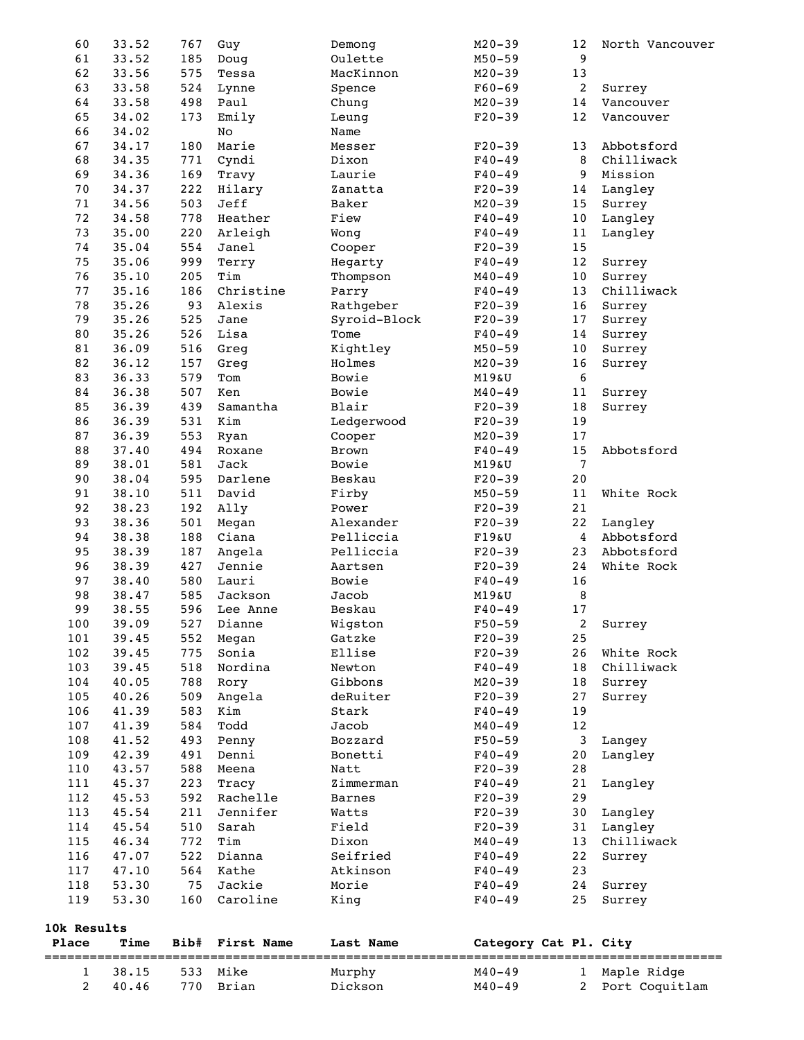| Place | Time | Bib# | First Name | Last Name | Category | Cat Pl. | City |
|---|---|---|---|---|---|---|---|
| 60 | 33.52 | 767 | Guy | Demong | M20-39 | 12 | North Vancouver |
| 61 | 33.52 | 185 | Doug | Oulette | M50-59 | 9 | |
| 62 | 33.56 | 575 | Tessa | MacKinnon | M20-39 | 13 | |
| 63 | 33.58 | 524 | Lynne | Spence | F60-69 | 2 | Surrey |
| 64 | 33.58 | 498 | Paul | Chung | M20-39 | 14 | Vancouver |
| 65 | 34.02 | 173 | Emily | Leung | F20-39 | 12 | Vancouver |
| 66 | 34.02 | | No | Name | | | |
| 67 | 34.17 | 180 | Marie | Messer | F20-39 | 13 | Abbotsford |
| 68 | 34.35 | 771 | Cyndi | Dixon | F40-49 | 8 | Chilliwack |
| 69 | 34.36 | 169 | Travy | Laurie | F40-49 | 9 | Mission |
| 70 | 34.37 | 222 | Hilary | Zanatta | F20-39 | 14 | Langley |
| 71 | 34.56 | 503 | Jeff | Baker | M20-39 | 15 | Surrey |
| 72 | 34.58 | 778 | Heather | Fiew | F40-49 | 10 | Langley |
| 73 | 35.00 | 220 | Arleigh | Wong | F40-49 | 11 | Langley |
| 74 | 35.04 | 554 | Janel | Cooper | F20-39 | 15 | |
| 75 | 35.06 | 999 | Terry | Hegarty | F40-49 | 12 | Surrey |
| 76 | 35.10 | 205 | Tim | Thompson | M40-49 | 10 | Surrey |
| 77 | 35.16 | 186 | Christine | Parry | F40-49 | 13 | Chilliwack |
| 78 | 35.26 | 93 | Alexis | Rathgeber | F20-39 | 16 | Surrey |
| 79 | 35.26 | 525 | Jane | Syroid-Block | F20-39 | 17 | Surrey |
| 80 | 35.26 | 526 | Lisa | Tome | F40-49 | 14 | Surrey |
| 81 | 36.09 | 516 | Greg | Kightley | M50-59 | 10 | Surrey |
| 82 | 36.12 | 157 | Greg | Holmes | M20-39 | 16 | Surrey |
| 83 | 36.33 | 579 | Tom | Bowie | M19&U | 6 | |
| 84 | 36.38 | 507 | Ken | Bowie | M40-49 | 11 | Surrey |
| 85 | 36.39 | 439 | Samantha | Blair | F20-39 | 18 | Surrey |
| 86 | 36.39 | 531 | Kim | Ledgerwood | F20-39 | 19 | |
| 87 | 36.39 | 553 | Ryan | Cooper | M20-39 | 17 | |
| 88 | 37.40 | 494 | Roxane | Brown | F40-49 | 15 | Abbotsford |
| 89 | 38.01 | 581 | Jack | Bowie | M19&U | 7 | |
| 90 | 38.04 | 595 | Darlene | Beskau | F20-39 | 20 | |
| 91 | 38.10 | 511 | David | Firby | M50-59 | 11 | White Rock |
| 92 | 38.23 | 192 | Ally | Power | F20-39 | 21 | |
| 93 | 38.36 | 501 | Megan | Alexander | F20-39 | 22 | Langley |
| 94 | 38.38 | 188 | Ciana | Pelliccia | F19&U | 4 | Abbotsford |
| 95 | 38.39 | 187 | Angela | Pelliccia | F20-39 | 23 | Abbotsford |
| 96 | 38.39 | 427 | Jennie | Aartsen | F20-39 | 24 | White Rock |
| 97 | 38.40 | 580 | Lauri | Bowie | F40-49 | 16 | |
| 98 | 38.47 | 585 | Jackson | Jacob | M19&U | 8 | |
| 99 | 38.55 | 596 | Lee Anne | Beskau | F40-49 | 17 | |
| 100 | 39.09 | 527 | Dianne | Wigston | F50-59 | 2 | Surrey |
| 101 | 39.45 | 552 | Megan | Gatzke | F20-39 | 25 | |
| 102 | 39.45 | 775 | Sonia | Ellise | F20-39 | 26 | White Rock |
| 103 | 39.45 | 518 | Nordina | Newton | F40-49 | 18 | Chilliwack |
| 104 | 40.05 | 788 | Rory | Gibbons | M20-39 | 18 | Surrey |
| 105 | 40.26 | 509 | Angela | deRuiter | F20-39 | 27 | Surrey |
| 106 | 41.39 | 583 | Kim | Stark | F40-49 | 19 | |
| 107 | 41.39 | 584 | Todd | Jacob | M40-49 | 12 | |
| 108 | 41.52 | 493 | Penny | Bozzard | F50-59 | 3 | Langey |
| 109 | 42.39 | 491 | Denni | Bonetti | F40-49 | 20 | Langley |
| 110 | 43.57 | 588 | Meena | Natt | F20-39 | 28 | |
| 111 | 45.37 | 223 | Tracy | Zimmerman | F40-49 | 21 | Langley |
| 112 | 45.53 | 592 | Rachelle | Barnes | F20-39 | 29 | |
| 113 | 45.54 | 211 | Jennifer | Watts | F20-39 | 30 | Langley |
| 114 | 45.54 | 510 | Sarah | Field | F20-39 | 31 | Langley |
| 115 | 46.34 | 772 | Tim | Dixon | M40-49 | 13 | Chilliwack |
| 116 | 47.07 | 522 | Dianna | Seifried | F40-49 | 22 | Surrey |
| 117 | 47.10 | 564 | Kathe | Atkinson | F40-49 | 23 | |
| 118 | 53.30 | 75 | Jackie | Morie | F40-49 | 24 | Surrey |
| 119 | 53.30 | 160 | Caroline | King | F40-49 | 25 | Surrey |

**10k Results**

| Place | Time | Bib# | First Name | Last Name | Category | Cat Pl. | City |
|---|---|---|---|---|---|---|---|
| 1 | 38.15 | 533 | Mike | Murphy | M40-49 | 1 | Maple Ridge |
| 2 | 40.46 | 770 | Brian | Dickson | M40-49 | 2 | Port Coquitlam |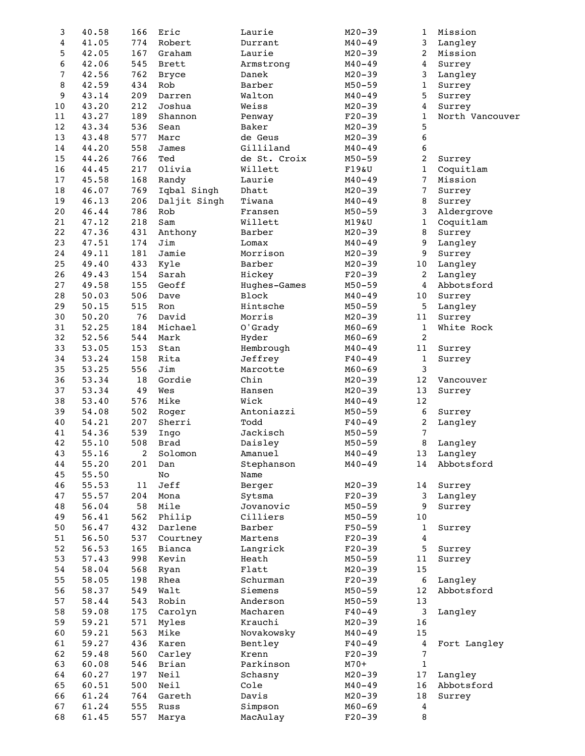| | | | | | | | |
|---|---|---|---|---|---|---|---|
| 3 | 40.58 | 166 | Eric | Laurie | M20-39 | 1 | Mission |
| 4 | 41.05 | 774 | Robert | Durrant | M40-49 | 3 | Langley |
| 5 | 42.05 | 167 | Graham | Laurie | M20-39 | 2 | Mission |
| 6 | 42.06 | 545 | Brett | Armstrong | M40-49 | 4 | Surrey |
| 7 | 42.56 | 762 | Bryce | Danek | M20-39 | 3 | Langley |
| 8 | 42.59 | 434 | Rob | Barber | M50-59 | 1 | Surrey |
| 9 | 43.14 | 209 | Darren | Walton | M40-49 | 5 | Surrey |
| 10 | 43.20 | 212 | Joshua | Weiss | M20-39 | 4 | Surrey |
| 11 | 43.27 | 189 | Shannon | Penway | F20-39 | 1 | North Vancouver |
| 12 | 43.34 | 536 | Sean | Baker | M20-39 | 5 | |
| 13 | 43.48 | 577 | Marc | de Geus | M20-39 | 6 | |
| 14 | 44.20 | 558 | James | Gilliland | M40-49 | 6 | |
| 15 | 44.26 | 766 | Ted | de St. Croix | M50-59 | 2 | Surrey |
| 16 | 44.45 | 217 | Olivia | Willett | F19&U | 1 | Coquitlam |
| 17 | 45.58 | 168 | Randy | Laurie | M40-49 | 7 | Mission |
| 18 | 46.07 | 769 | Iqbal Singh | Dhatt | M20-39 | 7 | Surrey |
| 19 | 46.13 | 206 | Daljit Singh | Tiwana | M40-49 | 8 | Surrey |
| 20 | 46.44 | 786 | Rob | Fransen | M50-59 | 3 | Aldergrove |
| 21 | 47.12 | 218 | Sam | Willett | M19&U | 1 | Coquitlam |
| 22 | 47.36 | 431 | Anthony | Barber | M20-39 | 8 | Surrey |
| 23 | 47.51 | 174 | Jim | Lomax | M40-49 | 9 | Langley |
| 24 | 49.11 | 181 | Jamie | Morrison | M20-39 | 9 | Surrey |
| 25 | 49.40 | 433 | Kyle | Barber | M20-39 | 10 | Langley |
| 26 | 49.43 | 154 | Sarah | Hickey | F20-39 | 2 | Langley |
| 27 | 49.58 | 155 | Geoff | Hughes-Games | M50-59 | 4 | Abbotsford |
| 28 | 50.03 | 506 | Dave | Block | M40-49 | 10 | Surrey |
| 29 | 50.15 | 515 | Ron | Hintsche | M50-59 | 5 | Langley |
| 30 | 50.20 | 76 | David | Morris | M20-39 | 11 | Surrey |
| 31 | 52.25 | 184 | Michael | O'Grady | M60-69 | 1 | White Rock |
| 32 | 52.56 | 544 | Mark | Hyder | M60-69 | 2 | |
| 33 | 53.05 | 153 | Stan | Hembrough | M40-49 | 11 | Surrey |
| 34 | 53.24 | 158 | Rita | Jeffrey | F40-49 | 1 | Surrey |
| 35 | 53.25 | 556 | Jim | Marcotte | M60-69 | 3 | |
| 36 | 53.34 | 18 | Gordie | Chin | M20-39 | 12 | Vancouver |
| 37 | 53.34 | 49 | Wes | Hansen | M20-39 | 13 | Surrey |
| 38 | 53.40 | 576 | Mike | Wick | M40-49 | 12 | |
| 39 | 54.08 | 502 | Roger | Antoniazzi | M50-59 | 6 | Surrey |
| 40 | 54.21 | 207 | Sherri | Todd | F40-49 | 2 | Langley |
| 41 | 54.36 | 539 | Ingo | Jackisch | M50-59 | 7 | |
| 42 | 55.10 | 508 | Brad | Daisley | M50-59 | 8 | Langley |
| 43 | 55.16 | 2 | Solomon | Amanuel | M40-49 | 13 | Langley |
| 44 | 55.20 | 201 | Dan | Stephanson | M40-49 | 14 | Abbotsford |
| 45 | 55.50 | | No | Name | | | |
| 46 | 55.53 | 11 | Jeff | Berger | M20-39 | 14 | Surrey |
| 47 | 55.57 | 204 | Mona | Sytsma | F20-39 | 3 | Langley |
| 48 | 56.04 | 58 | Mile | Jovanovic | M50-59 | 9 | Surrey |
| 49 | 56.41 | 562 | Philip | Cilliers | M50-59 | 10 | |
| 50 | 56.47 | 432 | Darlene | Barber | F50-59 | 1 | Surrey |
| 51 | 56.50 | 537 | Courtney | Martens | F20-39 | 4 | |
| 52 | 56.53 | 165 | Bianca | Langrick | F20-39 | 5 | Surrey |
| 53 | 57.43 | 998 | Kevin | Heath | M50-59 | 11 | Surrey |
| 54 | 58.04 | 568 | Ryan | Flatt | M20-39 | 15 | |
| 55 | 58.05 | 198 | Rhea | Schurman | F20-39 | 6 | Langley |
| 56 | 58.37 | 549 | Walt | Siemens | M50-59 | 12 | Abbotsford |
| 57 | 58.44 | 543 | Robin | Anderson | M50-59 | 13 | |
| 58 | 59.08 | 175 | Carolyn | Macharen | F40-49 | 3 | Langley |
| 59 | 59.21 | 571 | Myles | Krauchi | M20-39 | 16 | |
| 60 | 59.21 | 563 | Mike | Novakowsky | M40-49 | 15 | |
| 61 | 59.27 | 436 | Karen | Bentley | F40-49 | 4 | Fort Langley |
| 62 | 59.48 | 560 | Carley | Krenn | F20-39 | 7 | |
| 63 | 60.08 | 546 | Brian | Parkinson | M70+ | 1 | |
| 64 | 60.27 | 197 | Neil | Schasny | M20-39 | 17 | Langley |
| 65 | 60.51 | 500 | Neil | Cole | M40-49 | 16 | Abbotsford |
| 66 | 61.24 | 764 | Gareth | Davis | M20-39 | 18 | Surrey |
| 67 | 61.24 | 555 | Russ | Simpson | M60-69 | 4 | |
| 68 | 61.45 | 557 | Marya | MacAulay | F20-39 | 8 | |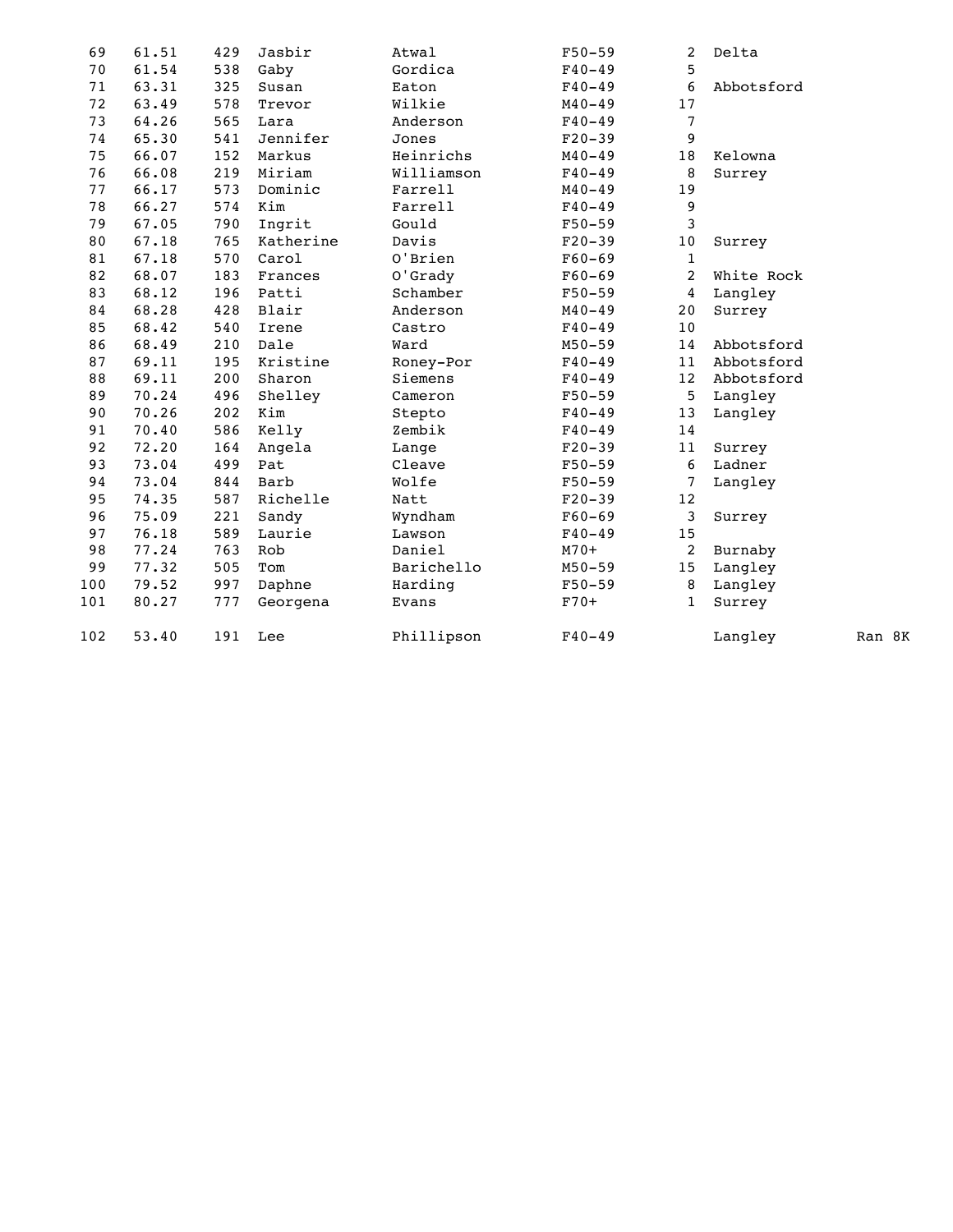| | | | | | | | | |
|---|---|---|---|---|---|---|---|---|
| 69 | 61.51 | 429 | Jasbir | Atwal | F50-59 | 2 | Delta | |
| 70 | 61.54 | 538 | Gaby | Gordica | F40-49 | 5 | | |
| 71 | 63.31 | 325 | Susan | Eaton | F40-49 | 6 | Abbotsford | |
| 72 | 63.49 | 578 | Trevor | Wilkie | M40-49 | 17 | | |
| 73 | 64.26 | 565 | Lara | Anderson | F40-49 | 7 | | |
| 74 | 65.30 | 541 | Jennifer | Jones | F20-39 | 9 | | |
| 75 | 66.07 | 152 | Markus | Heinrichs | M40-49 | 18 | Kelowna | |
| 76 | 66.08 | 219 | Miriam | Williamson | F40-49 | 8 | Surrey | |
| 77 | 66.17 | 573 | Dominic | Farrell | M40-49 | 19 | | |
| 78 | 66.27 | 574 | Kim | Farrell | F40-49 | 9 | | |
| 79 | 67.05 | 790 | Ingrit | Gould | F50-59 | 3 | | |
| 80 | 67.18 | 765 | Katherine | Davis | F20-39 | 10 | Surrey | |
| 81 | 67.18 | 570 | Carol | O'Brien | F60-69 | 1 | | |
| 82 | 68.07 | 183 | Frances | O'Grady | F60-69 | 2 | White Rock | |
| 83 | 68.12 | 196 | Patti | Schamber | F50-59 | 4 | Langley | |
| 84 | 68.28 | 428 | Blair | Anderson | M40-49 | 20 | Surrey | |
| 85 | 68.42 | 540 | Irene | Castro | F40-49 | 10 | | |
| 86 | 68.49 | 210 | Dale | Ward | M50-59 | 14 | Abbotsford | |
| 87 | 69.11 | 195 | Kristine | Roney-Por | F40-49 | 11 | Abbotsford | |
| 88 | 69.11 | 200 | Sharon | Siemens | F40-49 | 12 | Abbotsford | |
| 89 | 70.24 | 496 | Shelley | Cameron | F50-59 | 5 | Langley | |
| 90 | 70.26 | 202 | Kim | Stepto | F40-49 | 13 | Langley | |
| 91 | 70.40 | 586 | Kelly | Zembik | F40-49 | 14 | | |
| 92 | 72.20 | 164 | Angela | Lange | F20-39 | 11 | Surrey | |
| 93 | 73.04 | 499 | Pat | Cleave | F50-59 | 6 | Ladner | |
| 94 | 73.04 | 844 | Barb | Wolfe | F50-59 | 7 | Langley | |
| 95 | 74.35 | 587 | Richelle | Natt | F20-39 | 12 | | |
| 96 | 75.09 | 221 | Sandy | Wyndham | F60-69 | 3 | Surrey | |
| 97 | 76.18 | 589 | Laurie | Lawson | F40-49 | 15 | | |
| 98 | 77.24 | 763 | Rob | Daniel | M70+ | 2 | Burnaby | |
| 99 | 77.32 | 505 | Tom | Barichello | M50-59 | 15 | Langley | |
| 100 | 79.52 | 997 | Daphne | Harding | F50-59 | 8 | Langley | |
| 101 | 80.27 | 777 | Georgena | Evans | F70+ | 1 | Surrey | |
| 102 | 53.40 | 191 | Lee | Phillipson | F40-49 | | Langley | Ran 8K |